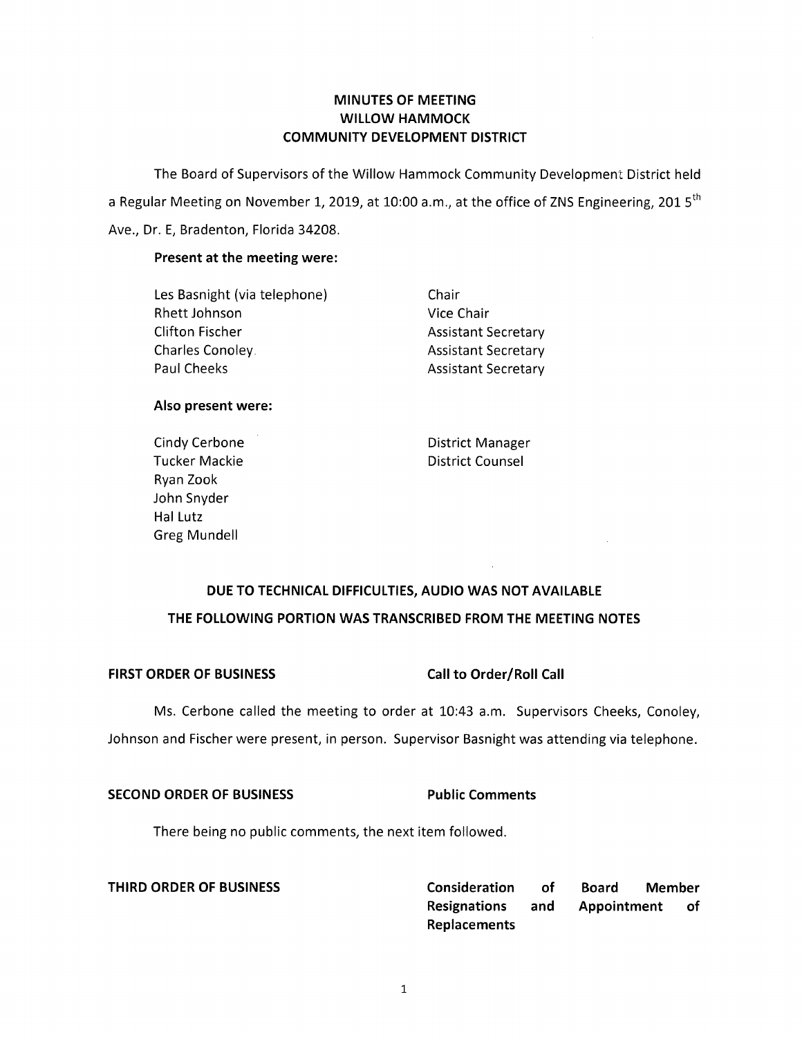# MINUTES OF MEETING
# WILLOW HAMMOCK
# COMMUNITY DEVELOPMENT DISTRICT

The Board of Supervisors of the Willow Hammock Community Development District held a Regular Meeting on November 1, 2019, at 10:00 a.m., at the office of ZNS Engineering, 201 5th Ave., Dr. E, Bradenton, Florida 34208.

**Present at the meeting were:**

| | |
|---|---|
| Les Basnight (via telephone) | Chair |
| Rhett Johnson | Vice Chair |
| Clifton Fischer | Assistant Secretary |
| Charles Conoley | Assistant Secretary |
| Paul Cheeks | Assistant Secretary |

**Also present were:**

| | |
|---|---|
| Cindy Cerbone | District Manager |
| Tucker Mackie | District Counsel |
| Ryan Zook | |
| John Snyder | |
| Hal Lutz | |
| Greg Mundell | |

**DUE TO TECHNICAL DIFFICULTIES, AUDIO WAS NOT AVAILABLE**
**THE FOLLOWING PORTION WAS TRANSCRIBED FROM THE MEETING NOTES**

**FIRST ORDER OF BUSINESS** — **Call to Order/Roll Call**

Ms. Cerbone called the meeting to order at 10:43 a.m. Supervisors Cheeks, Conoley, Johnson and Fischer were present, in person. Supervisor Basnight was attending via telephone.

**SECOND ORDER OF BUSINESS** — **Public Comments**

There being no public comments, the next item followed.

**THIRD ORDER OF BUSINESS** — **Consideration of Board Member Resignations and Appointment of Replacements**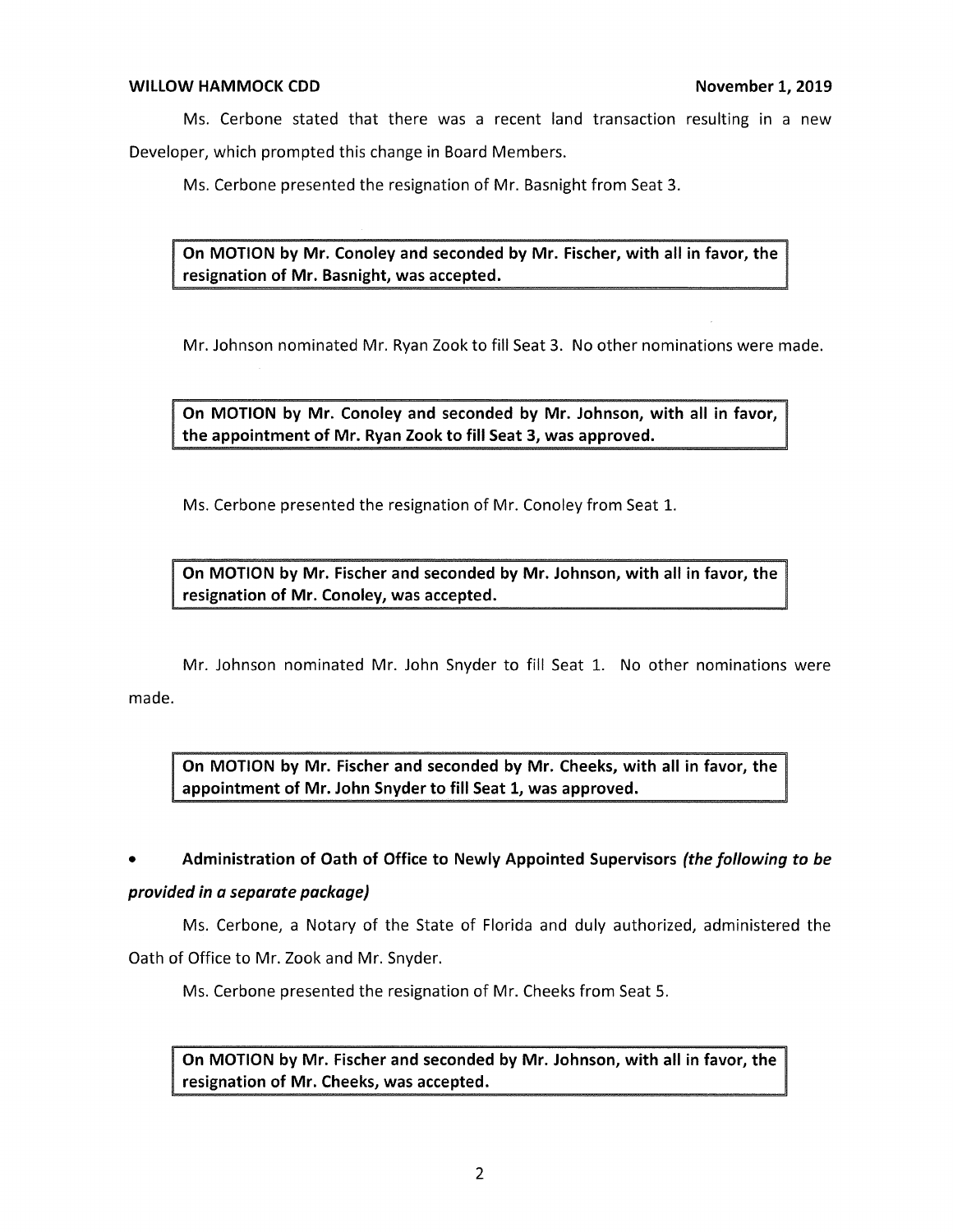Ms. Cerbone stated that there was a recent land transaction resulting in a new Developer, which prompted this change in Board Members.

Ms. Cerbone presented the resignation of Mr. Basnight from Seat 3.

> **On MOTION by Mr. Conoley and seconded by Mr. Fischer, with all in favor, the resignation of Mr. Basnight, was accepted.**

Mr. Johnson nominated Mr. Ryan Zook to fill Seat 3. No other nominations were made.

> **On MOTION by Mr. Conoley and seconded by Mr. Johnson, with all in favor, the appointment of Mr. Ryan Zook to fill Seat 3, was approved.**

Ms. Cerbone presented the resignation of Mr. Conoley from Seat 1.

> **On MOTION by Mr. Fischer and seconded by Mr. Johnson, with all in favor, the resignation of Mr. Conoley, was accepted.**

Mr. Johnson nominated Mr. John Snyder to fill Seat 1. No other nominations were made.

> **On MOTION by Mr. Fischer and seconded by Mr. Cheeks, with all in favor, the appointment of Mr. John Snyder to fill Seat 1, was approved.**

- **Administration of Oath of Office to Newly Appointed Supervisors** ***(the following to be provided in a separate package)***

Ms. Cerbone, a Notary of the State of Florida and duly authorized, administered the Oath of Office to Mr. Zook and Mr. Snyder.

Ms. Cerbone presented the resignation of Mr. Cheeks from Seat 5.

> **On MOTION by Mr. Fischer and seconded by Mr. Johnson, with all in favor, the resignation of Mr. Cheeks, was accepted.**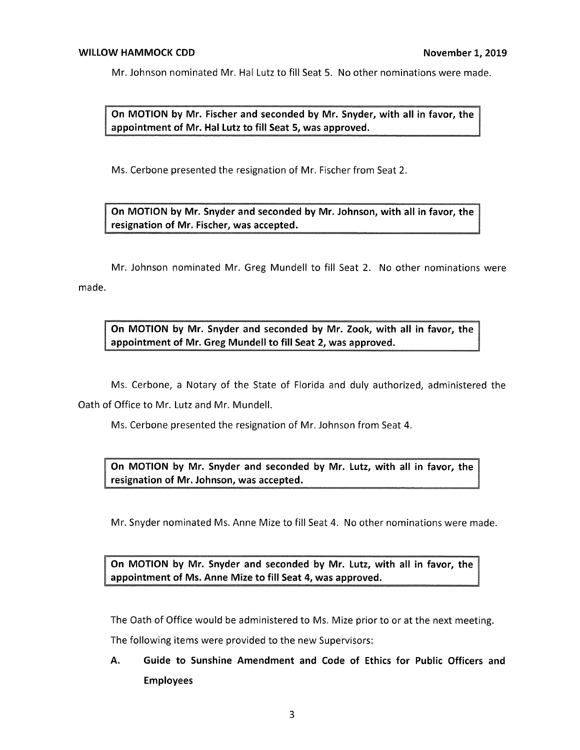Mr. Johnson nominated Mr. Hal Lutz to fill Seat 5. No other nominations were made.

**On MOTION by Mr. Fischer and seconded by Mr. Snyder, with all in favor, the appointment of Mr. Hal Lutz to fill Seat 5, was approved.**

Ms. Cerbone presented the resignation of Mr. Fischer from Seat 2.

**On MOTION by Mr. Snyder and seconded by Mr. Johnson, with all in favor, the resignation of Mr. Fischer, was accepted.**

Mr. Johnson nominated Mr. Greg Mundell to fill Seat 2. No other nominations were made.

**On MOTION by Mr. Snyder and seconded by Mr. Zook, with all in favor, the appointment of Mr. Greg Mundell to fill Seat 2, was approved.**

Ms. Cerbone, a Notary of the State of Florida and duly authorized, administered the Oath of Office to Mr. Lutz and Mr. Mundell.

Ms. Cerbone presented the resignation of Mr. Johnson from Seat 4.

**On MOTION by Mr. Snyder and seconded by Mr. Lutz, with all in favor, the resignation of Mr. Johnson, was accepted.**

Mr. Snyder nominated Ms. Anne Mize to fill Seat 4. No other nominations were made.

**On MOTION by Mr. Snyder and seconded by Mr. Lutz, with all in favor, the appointment of Ms. Anne Mize to fill Seat 4, was approved.**

The Oath of Office would be administered to Ms. Mize prior to or at the next meeting.

The following items were provided to the new Supervisors:

**A. Guide to Sunshine Amendment and Code of Ethics for Public Officers and Employees**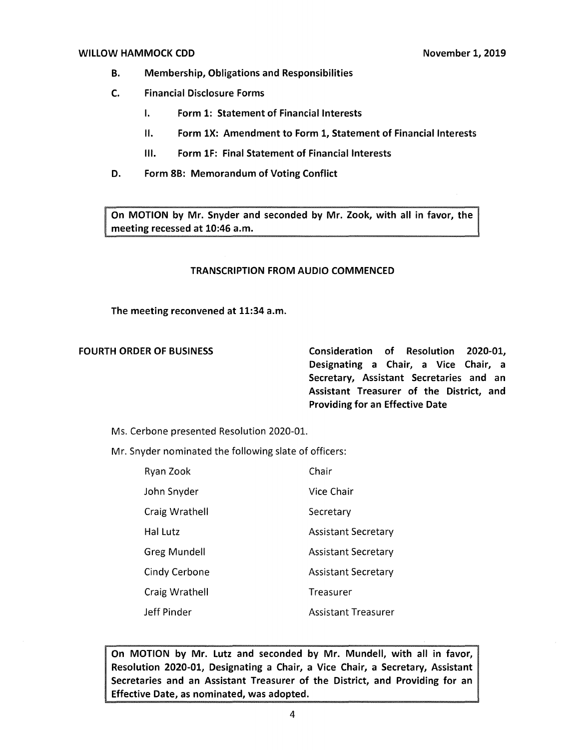- **B. Membership, Obligations and Responsibilities**
- **C. Financial Disclosure Forms**
  - **I. Form 1: Statement of Financial Interests**
  - **II. Form 1X: Amendment to Form 1, Statement of Financial Interests**
  - **III. Form 1F: Final Statement of Financial Interests**
- **D. Form 8B: Memorandum of Voting Conflict**

| **On MOTION by Mr. Snyder and seconded by Mr. Zook, with all in favor, the meeting recessed at 10:46 a.m.** |
|---|

**TRANSCRIPTION FROM AUDIO COMMENCED**

**The meeting reconvened at 11:34 a.m.**

**FOURTH ORDER OF BUSINESS** — **Consideration of Resolution 2020-01, Designating a Chair, a Vice Chair, a Secretary, Assistant Secretaries and an Assistant Treasurer of the District, and Providing for an Effective Date**

Ms. Cerbone presented Resolution 2020-01.

Mr. Snyder nominated the following slate of officers:

| | |
|---|---|
| Ryan Zook | Chair |
| John Snyder | Vice Chair |
| Craig Wrathell | Secretary |
| Hal Lutz | Assistant Secretary |
| Greg Mundell | Assistant Secretary |
| Cindy Cerbone | Assistant Secretary |
| Craig Wrathell | Treasurer |
| Jeff Pinder | Assistant Treasurer |

| **On MOTION by Mr. Lutz and seconded by Mr. Mundell, with all in favor, Resolution 2020-01, Designating a Chair, a Vice Chair, a Secretary, Assistant Secretaries and an Assistant Treasurer of the District, and Providing for an Effective Date, as nominated, was adopted.** |
|---|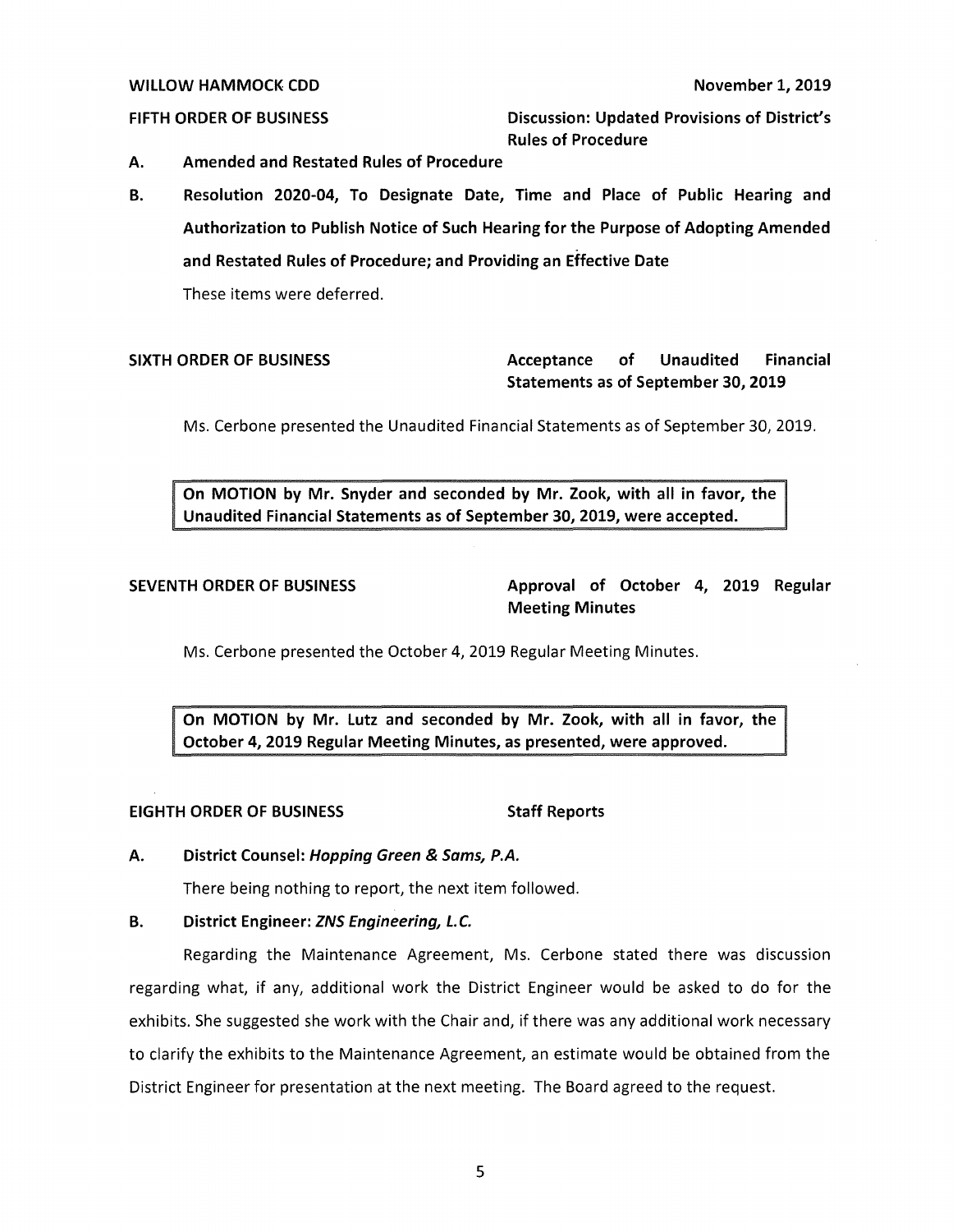**FIFTH ORDER OF BUSINESS** **Discussion: Updated Provisions of District's Rules of Procedure**

**A. Amended and Restated Rules of Procedure**

**B. Resolution 2020-04, To Designate Date, Time and Place of Public Hearing and Authorization to Publish Notice of Such Hearing for the Purpose of Adopting Amended and Restated Rules of Procedure; and Providing an Effective Date**

These items were deferred.

**SIXTH ORDER OF BUSINESS** **Acceptance of Unaudited Financial Statements as of September 30, 2019**

Ms. Cerbone presented the Unaudited Financial Statements as of September 30, 2019.

> **On MOTION by Mr. Snyder and seconded by Mr. Zook, with all in favor, the Unaudited Financial Statements as of September 30, 2019, were accepted.**

**SEVENTH ORDER OF BUSINESS** **Approval of October 4, 2019 Regular Meeting Minutes**

Ms. Cerbone presented the October 4, 2019 Regular Meeting Minutes.

> **On MOTION by Mr. Lutz and seconded by Mr. Zook, with all in favor, the October 4, 2019 Regular Meeting Minutes, as presented, were approved.**

**EIGHTH ORDER OF BUSINESS** **Staff Reports**

**A. District Counsel: *Hopping Green & Sams, P.A.***

There being nothing to report, the next item followed.

**B. District Engineer: *ZNS Engineering, L.C.***

Regarding the Maintenance Agreement, Ms. Cerbone stated there was discussion regarding what, if any, additional work the District Engineer would be asked to do for the exhibits. She suggested she work with the Chair and, if there was any additional work necessary to clarify the exhibits to the Maintenance Agreement, an estimate would be obtained from the District Engineer for presentation at the next meeting. The Board agreed to the request.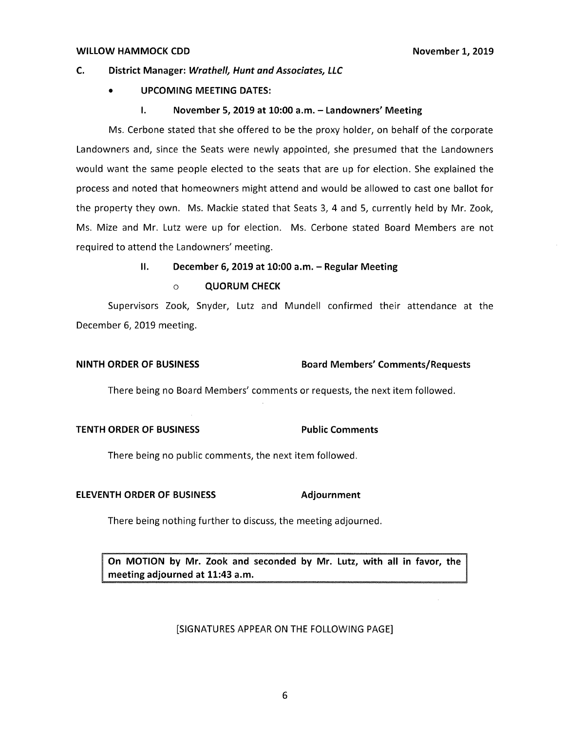**C. District Manager: *Wrathell, Hunt and Associates, LLC***

- **UPCOMING MEETING DATES:**

**I. November 5, 2019 at 10:00 a.m. – Landowners' Meeting**

Ms. Cerbone stated that she offered to be the proxy holder, on behalf of the corporate Landowners and, since the Seats were newly appointed, she presumed that the Landowners would want the same people elected to the seats that are up for election. She explained the process and noted that homeowners might attend and would be allowed to cast one ballot for the property they own. Ms. Mackie stated that Seats 3, 4 and 5, currently held by Mr. Zook, Ms. Mize and Mr. Lutz were up for election. Ms. Cerbone stated Board Members are not required to attend the Landowners' meeting.

**II. December 6, 2019 at 10:00 a.m. – Regular Meeting**

- **QUORUM CHECK**

Supervisors Zook, Snyder, Lutz and Mundell confirmed their attendance at the December 6, 2019 meeting.

**NINTH ORDER OF BUSINESS** **Board Members' Comments/Requests**

There being no Board Members' comments or requests, the next item followed.

**TENTH ORDER OF BUSINESS** **Public Comments**

There being no public comments, the next item followed.

**ELEVENTH ORDER OF BUSINESS** **Adjournment**

There being nothing further to discuss, the meeting adjourned.

**On MOTION by Mr. Zook and seconded by Mr. Lutz, with all in favor, the meeting adjourned at 11:43 a.m.**

[SIGNATURES APPEAR ON THE FOLLOWING PAGE]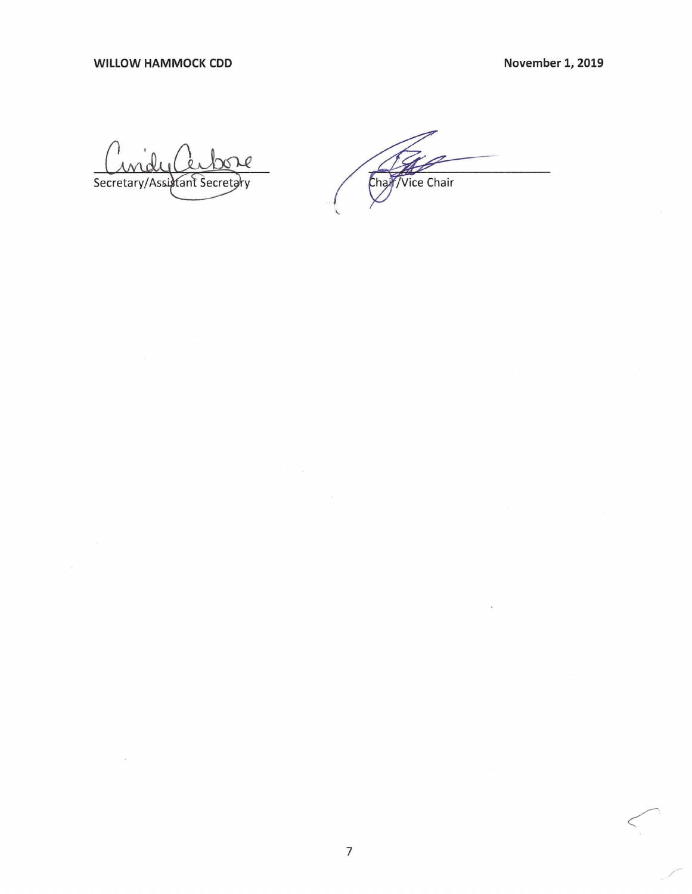Secretary/Assistant Secretary

Chair/Vice Chair